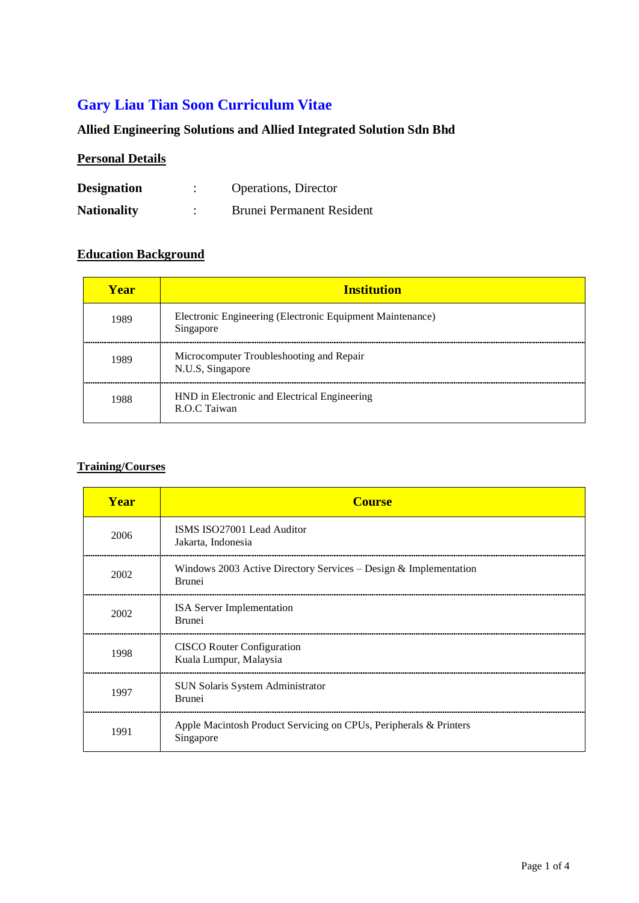# Gary Liau Tian Soon Curriculum Vitae

**Allied Engineering Solutions and Allied Integrated Solution Sdn Bhd**

## Personal Details

| | | |
|---|---|---|
| **Designation** | : | Operations, Director |
| **Nationality** | : | Brunei Permanent Resident |

## Education Background

| Year | Institution |
|---|---|
| 1989 | Electronic Engineering (Electronic Equipment Maintenance)<br>Singapore |
| 1989 | Microcomputer Troubleshooting and Repair<br>N.U.S, Singapore |
| 1988 | HND in Electronic and Electrical Engineering<br>R.O.C Taiwan |

## Training/Courses

| Year | Course |
|---|---|
| 2006 | ISMS ISO27001 Lead Auditor<br>Jakarta, Indonesia |
| 2002 | Windows 2003 Active Directory Services – Design & Implementation<br>Brunei |
| 2002 | ISA Server Implementation<br>Brunei |
| 1998 | CISCO Router Configuration<br>Kuala Lumpur, Malaysia |
| 1997 | SUN Solaris System Administrator<br>Brunei |
| 1991 | Apple Macintosh Product Servicing on CPUs, Peripherals & Printers<br>Singapore |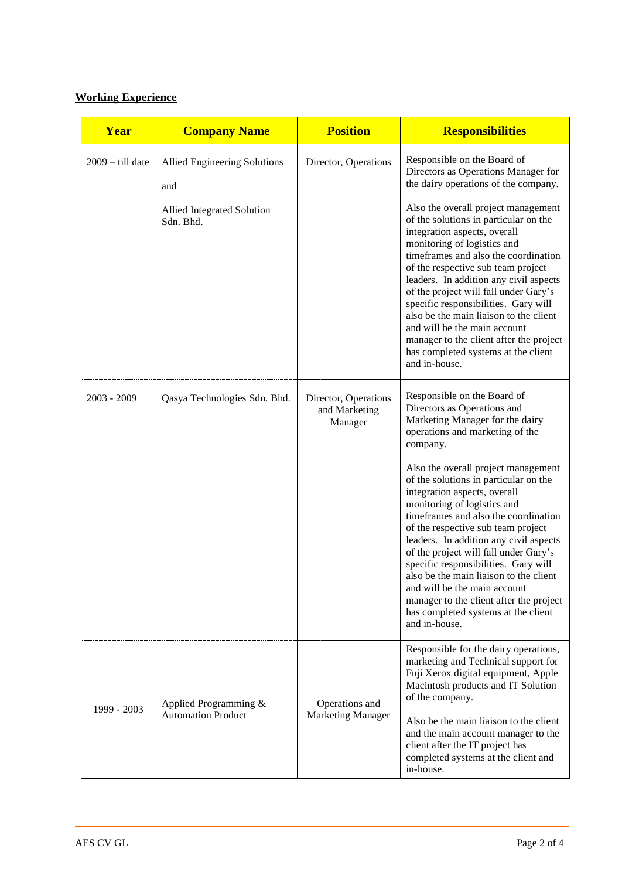**Working Experience**

| Year | Company Name | Position | Responsibilities |
|---|---|---|---|
| 2009 – till date | Allied Engineering Solutions<br><br>and<br><br>Allied Integrated Solution Sdn. Bhd. | Director, Operations | Responsible on the Board of Directors as Operations Manager for the dairy operations of the company.<br><br>Also the overall project management of the solutions in particular on the integration aspects, overall monitoring of logistics and timeframes and also the coordination of the respective sub team project leaders. In addition any civil aspects of the project will fall under Gary's specific responsibilities. Gary will also be the main liaison to the client and will be the main account manager to the client after the project has completed systems at the client and in-house. |
| 2003 - 2009 | Qasya Technologies Sdn. Bhd. | Director, Operations and Marketing Manager | Responsible on the Board of Directors as Operations and Marketing Manager for the dairy operations and marketing of the company.<br><br>Also the overall project management of the solutions in particular on the integration aspects, overall monitoring of logistics and timeframes and also the coordination of the respective sub team project leaders. In addition any civil aspects of the project will fall under Gary's specific responsibilities. Gary will also be the main liaison to the client and will be the main account manager to the client after the project has completed systems at the client and in-house. |
| 1999 - 2003 | Applied Programming & Automation Product | Operations and Marketing Manager | Responsible for the dairy operations, marketing and Technical support for Fuji Xerox digital equipment, Apple Macintosh products and IT Solution of the company.<br><br>Also be the main liaison to the client and the main account manager to the client after the IT project has completed systems at the client and in-house. |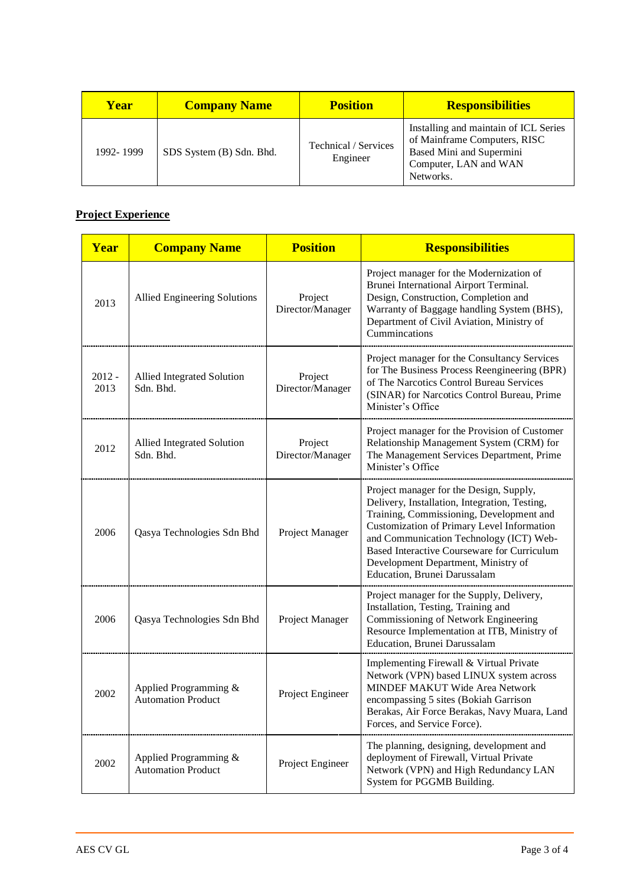| Year | Company Name | Position | Responsibilities |
| --- | --- | --- | --- |
| 1992- 1999 | SDS System (B) Sdn. Bhd. | Technical / Services Engineer | Installing and maintain of ICL Series of Mainframe Computers, RISC Based Mini and Supermini Computer, LAN and WAN Networks. |

## Project Experience

| Year | Company Name | Position | Responsibilities |
| --- | --- | --- | --- |
| 2013 | Allied Engineering Solutions | Project Director/Manager | Project manager for the Modernization of Brunei International Airport Terminal. Design, Construction, Completion and Warranty of Baggage handling System (BHS), Department of Civil Aviation, Ministry of Cummincations |
| 2012 - 2013 | Allied Integrated Solution Sdn. Bhd. | Project Director/Manager | Project manager for the Consultancy Services for The Business Process Reengineering (BPR) of The Narcotics Control Bureau Services (SINAR) for Narcotics Control Bureau, Prime Minister's Office |
| 2012 | Allied Integrated Solution Sdn. Bhd. | Project Director/Manager | Project manager for the Provision of Customer Relationship Management System (CRM) for The Management Services Department, Prime Minister's Office |
| 2006 | Qasya Technologies Sdn Bhd | Project Manager | Project manager for the Design, Supply, Delivery, Installation, Integration, Testing, Training, Commissioning, Development and Customization of Primary Level Information and Communication Technology (ICT) Web-Based Interactive Courseware for Curriculum Development Department, Ministry of Education, Brunei Darussalam |
| 2006 | Qasya Technologies Sdn Bhd | Project Manager | Project manager for the Supply, Delivery, Installation, Testing, Training and Commissioning of Network Engineering Resource Implementation at ITB, Ministry of Education, Brunei Darussalam |
| 2002 | Applied Programming & Automation Product | Project Engineer | Implementing Firewall & Virtual Private Network (VPN) based LINUX system across MINDEF MAKUT Wide Area Network encompassing 5 sites (Bokiah Garrison Berakas, Air Force Berakas, Navy Muara, Land Forces, and Service Force). |
| 2002 | Applied Programming & Automation Product | Project Engineer | The planning, designing, development and deployment of Firewall, Virtual Private Network (VPN) and High Redundancy LAN System for PGGMB Building. |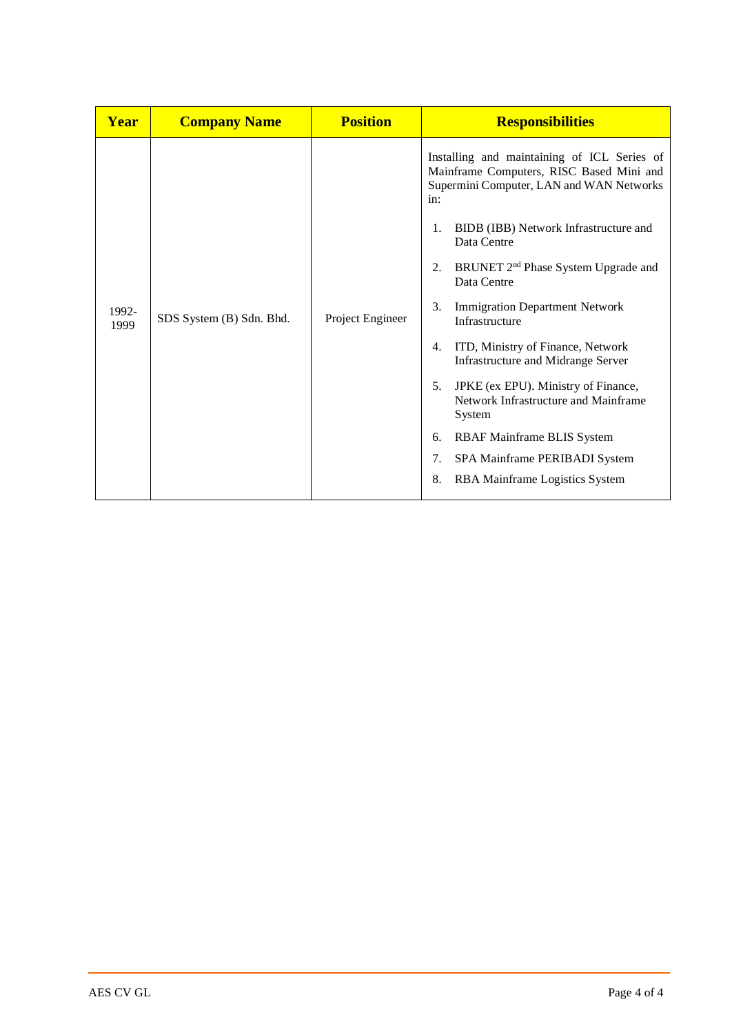| Year | Company Name | Position | Responsibilities |
|---|---|---|---|
| 1992-1999 | SDS System (B) Sdn. Bhd. | Project Engineer | Installing and maintaining of ICL Series of Mainframe Computers, RISC Based Mini and Supermini Computer, LAN and WAN Networks in:<br><br>1. BIDB (IBB) Network Infrastructure and Data Centre<br>2. BRUNET 2nd Phase System Upgrade and Data Centre<br>3. Immigration Department Network Infrastructure<br>4. ITD, Ministry of Finance, Network Infrastructure and Midrange Server<br>5. JPKE (ex EPU). Ministry of Finance, Network Infrastructure and Mainframe System<br>6. RBAF Mainframe BLIS System<br>7. SPA Mainframe PERIBADI System<br>8. RBA Mainframe Logistics System |